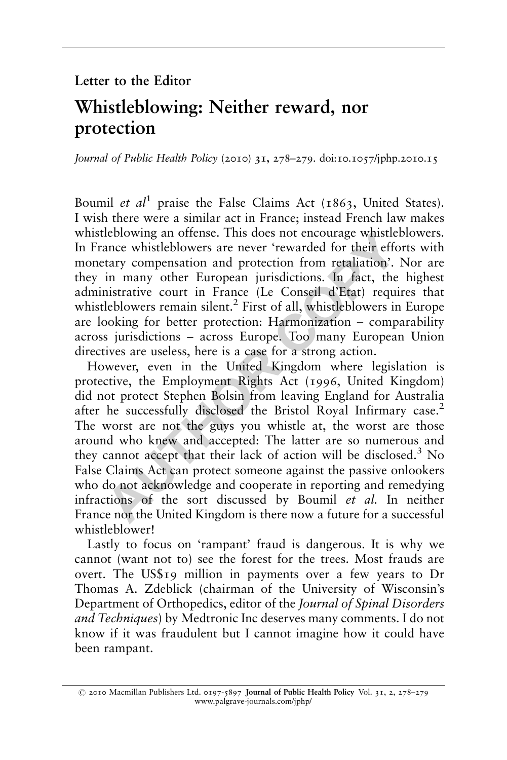Letter to the Editor

# Whistleblowing: Neither reward, nor protection

*Journal of Public Health Policy* (2010) **31**, 278–279. doi:10.1057/jphp.2010.15

Boumil *et al*[1] praise the False Claims Act (1863, United States). I wish there were a similar act in France; instead French law makes whistleblowing an offense. This does not encourage whistleblowers. In France whistleblowers are never 'rewarded for their efforts with monetary compensation and protection from retaliation'. Nor are they in many other European jurisdictions. In fact, the highest administrative court in France (Le Conseil d'Etat) requires that whistleblowers remain silent.[2] First of all, whistleblowers in Europe are looking for better protection: Harmonization – comparability across jurisdictions – across Europe. Too many European Union directives are useless, here is a case for a strong action.

However, even in the United Kingdom where legislation is protective, the Employment Rights Act (1996, United Kingdom) did not protect Stephen Bolsin from leaving England for Australia after he successfully disclosed the Bristol Royal Infirmary case.[2] The worst are not the guys you whistle at, the worst are those around who knew and accepted: The latter are so numerous and they cannot accept that their lack of action will be disclosed.[3] No False Claims Act can protect someone against the passive onlookers who do not acknowledge and cooperate in reporting and remedying infractions of the sort discussed by Boumil *et al.* In neither France nor the United Kingdom is there now a future for a successful whistleblower!

Lastly to focus on 'rampant' fraud is dangerous. It is why we cannot (want not to) see the forest for the trees. Most frauds are overt. The US$19 million in payments over a few years to Dr Thomas A. Zdeblick (chairman of the University of Wisconsin's Department of Orthopedics, editor of the *Journal of Spinal Disorders and Techniques*) by Medtronic Inc deserves many comments. I do not know if it was fraudulent but I cannot imagine how it could have been rampant.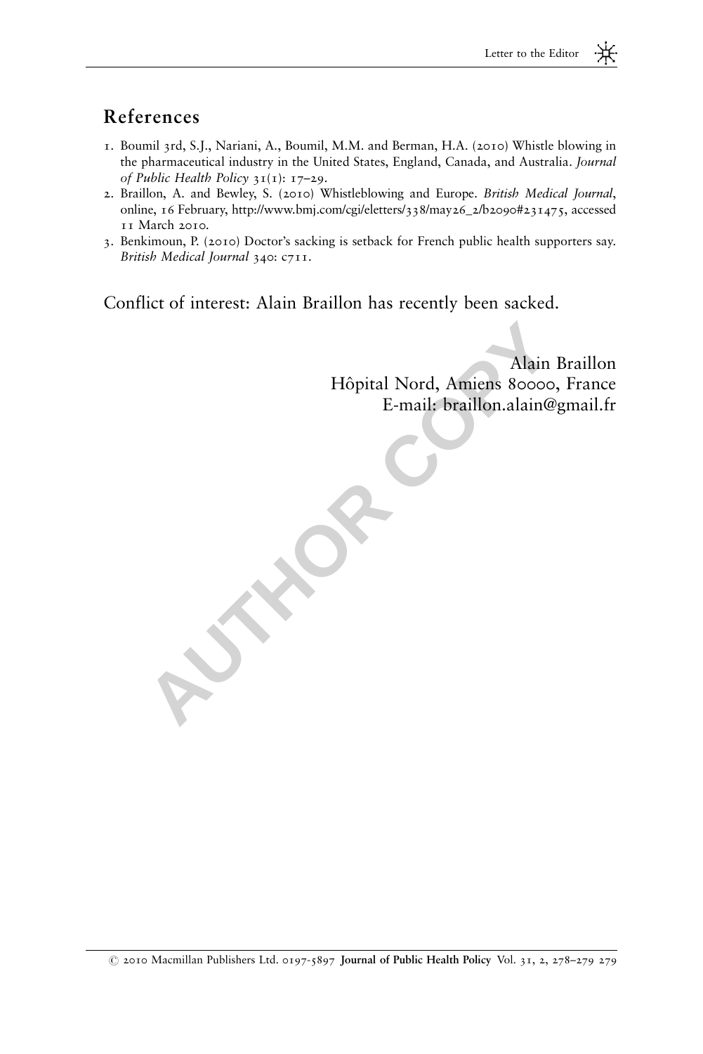## References

1. Boumil 3rd, S.J., Nariani, A., Boumil, M.M. and Berman, H.A. (2010) Whistle blowing in the pharmaceutical industry in the United States, England, Canada, and Australia. *Journal of Public Health Policy* 31(1): 17–29.
2. Braillon, A. and Bewley, S. (2010) Whistleblowing and Europe. *British Medical Journal*, online, 16 February, http://www.bmj.com/cgi/eletters/338/may26_2/b2090#231475, accessed 11 March 2010.
3. Benkimoun, P. (2010) Doctor's sacking is setback for French public health supporters say. *British Medical Journal* 340: c711.

Conflict of interest: Alain Braillon has recently been sacked.

Alain Braillon
Hôpital Nord, Amiens 80000, France
E-mail: braillon.alain@gmail.fr